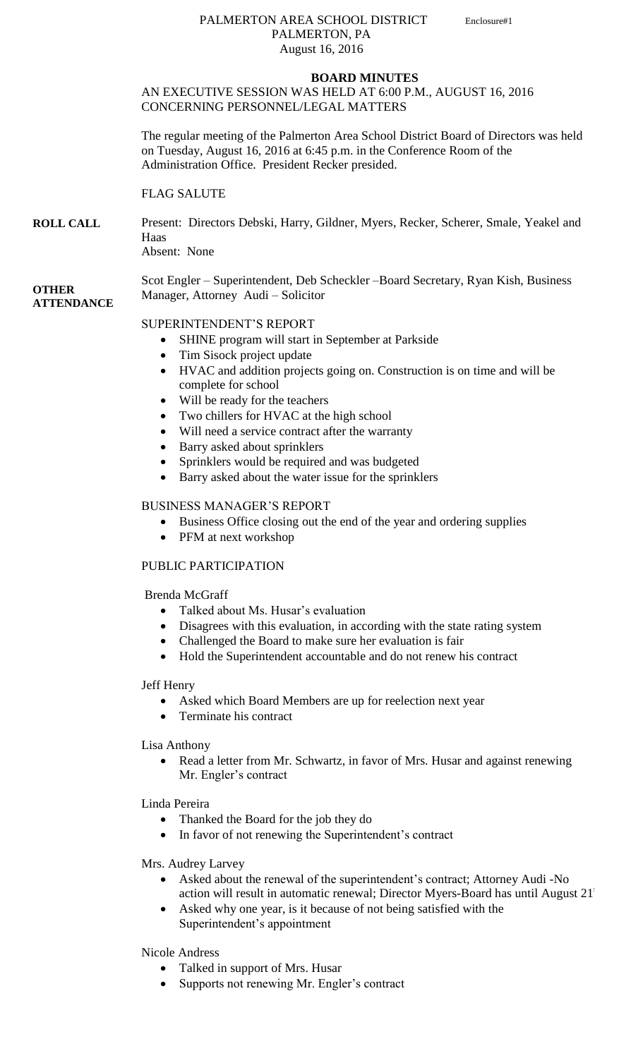PALMERTON AREA SCHOOL DISTRICT
PALMERTON, PA
August 16, 2016

Enclosure#1

**BOARD MINUTES**

AN EXECUTIVE SESSION WAS HELD AT 6:00 P.M., AUGUST 16, 2016 CONCERNING PERSONNEL/LEGAL MATTERS

The regular meeting of the Palmerton Area School District Board of Directors was held on Tuesday, August 16, 2016 at 6:45 p.m. in the Conference Room of the Administration Office. President Recker presided.

FLAG SALUTE

**ROLL CALL**

Present: Directors Debski, Harry, Gildner, Myers, Recker, Scherer, Smale, Yeakel and Haas
Absent: None

**OTHER ATTENDANCE**

Scot Engler – Superintendent, Deb Scheckler –Board Secretary, Ryan Kish, Business Manager, Attorney Audi – Solicitor

SUPERINTENDENT'S REPORT

- SHINE program will start in September at Parkside
- Tim Sisock project update
- HVAC and addition projects going on. Construction is on time and will be complete for school
- Will be ready for the teachers
- Two chillers for HVAC at the high school
- Will need a service contract after the warranty
- Barry asked about sprinklers
- Sprinklers would be required and was budgeted
- Barry asked about the water issue for the sprinklers

BUSINESS MANAGER'S REPORT

- Business Office closing out the end of the year and ordering supplies
- PFM at next workshop

PUBLIC PARTICIPATION

Brenda McGraff

- Talked about Ms. Husar's evaluation
- Disagrees with this evaluation, in according with the state rating system
- Challenged the Board to make sure her evaluation is fair
- Hold the Superintendent accountable and do not renew his contract

Jeff Henry

- Asked which Board Members are up for reelection next year
- Terminate his contract

Lisa Anthony

- Read a letter from Mr. Schwartz, in favor of Mrs. Husar and against renewing Mr. Engler's contract

Linda Pereira

- Thanked the Board for the job they do
- In favor of not renewing the Superintendent's contract

Mrs. Audrey Larvey

- Asked about the renewal of the superintendent's contract; Attorney Audi -No action will result in automatic renewal; Director Myers-Board has until August 21
- Asked why one year, is it because of not being satisfied with the Superintendent's appointment

Nicole Andress

- Talked in support of Mrs. Husar
- Supports not renewing Mr. Engler's contract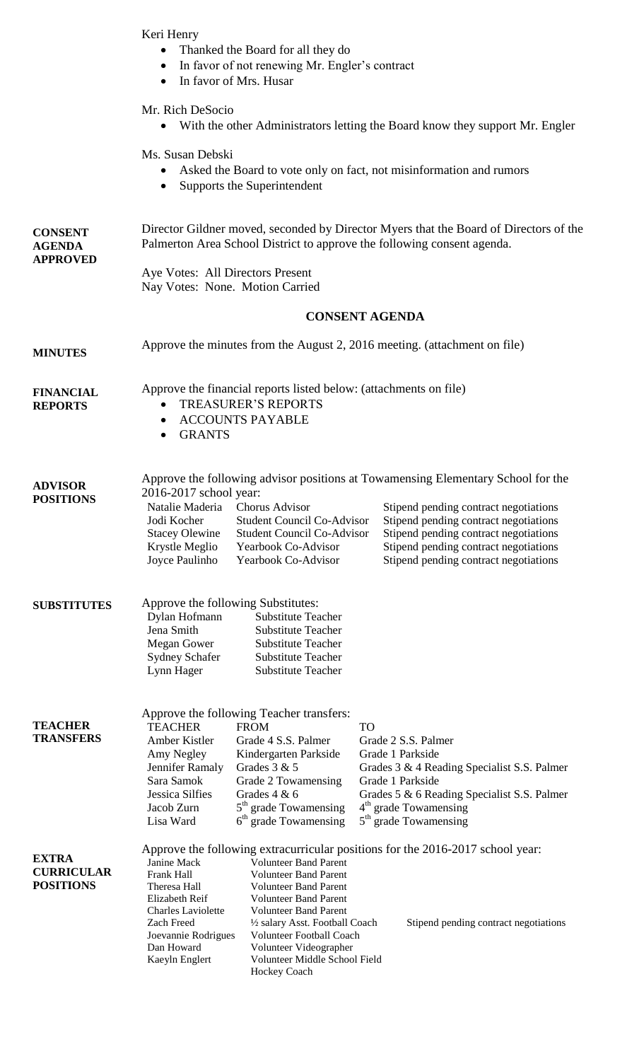Keri Henry

- Thanked the Board for all they do
- In favor of not renewing Mr. Engler's contract
- In favor of Mrs. Husar

Mr. Rich DeSocio

- With the other Administrators letting the Board know they support Mr. Engler

Ms. Susan Debski

- Asked the Board to vote only on fact, not misinformation and rumors
- Supports the Superintendent

**CONSENT AGENDA APPROVED**

Director Gildner moved, seconded by Director Myers that the Board of Directors of the Palmerton Area School District to approve the following consent agenda.

Aye Votes: All Directors Present
Nay Votes: None. Motion Carried

## CONSENT AGENDA

**MINUTES**

Approve the minutes from the August 2, 2016 meeting. (attachment on file)

**FINANCIAL REPORTS**

Approve the financial reports listed below: (attachments on file)

- TREASURER'S REPORTS
- ACCOUNTS PAYABLE
- GRANTS

**ADVISOR POSITIONS**

Approve the following advisor positions at Towamensing Elementary School for the 2016-2017 school year:

| | | |
|---|---|---|
| Natalie Maderia | Chorus Advisor | Stipend pending contract negotiations |
| Jodi Kocher | Student Council Co-Advisor | Stipend pending contract negotiations |
| Stacey Olewine | Student Council Co-Advisor | Stipend pending contract negotiations |
| Krystle Meglio | Yearbook Co-Advisor | Stipend pending contract negotiations |
| Joyce Paulinho | Yearbook Co-Advisor | Stipend pending contract negotiations |

**SUBSTITUTES**

Approve the following Substitutes:

| | |
|---|---|
| Dylan Hofmann | Substitute Teacher |
| Jena Smith | Substitute Teacher |
| Megan Gower | Substitute Teacher |
| Sydney Schafer | Substitute Teacher |
| Lynn Hager | Substitute Teacher |

**TEACHER TRANSFERS**

Approve the following Teacher transfers:

| TEACHER | FROM | TO |
|---|---|---|
| Amber Kistler | Grade 4 S.S. Palmer | Grade 2 S.S. Palmer |
| Amy Negley | Kindergarten Parkside | Grade 1 Parkside |
| Jennifer Ramaly | Grades 3 & 5 | Grades 3 & 4 Reading Specialist S.S. Palmer |
| Sara Samok | Grade 2 Towamensing | Grade 1 Parkside |
| Jessica Silfies | Grades 4 & 6 | Grades 5 & 6 Reading Specialist S.S. Palmer |
| Jacob Zurn | 5th grade Towamensing | 4th grade Towamensing |
| Lisa Ward | 6th grade Towamensing | 5th grade Towamensing |

**EXTRA CURRICULAR POSITIONS**

Approve the following extracurricular positions for the 2016-2017 school year:

| | | |
|---|---|---|
| Janine Mack | Volunteer Band Parent | |
| Frank Hall | Volunteer Band Parent | |
| Theresa Hall | Volunteer Band Parent | |
| Elizabeth Reif | Volunteer Band Parent | |
| Charles Laviolette | Volunteer Band Parent | |
| Zach Freed | ½ salary Asst. Football Coach | Stipend pending contract negotiations |
| Joevannie Rodrigues | Volunteer Football Coach | |
| Dan Howard | Volunteer Videographer | |
| Kaeyln Englert | Volunteer Middle School Field Hockey Coach | |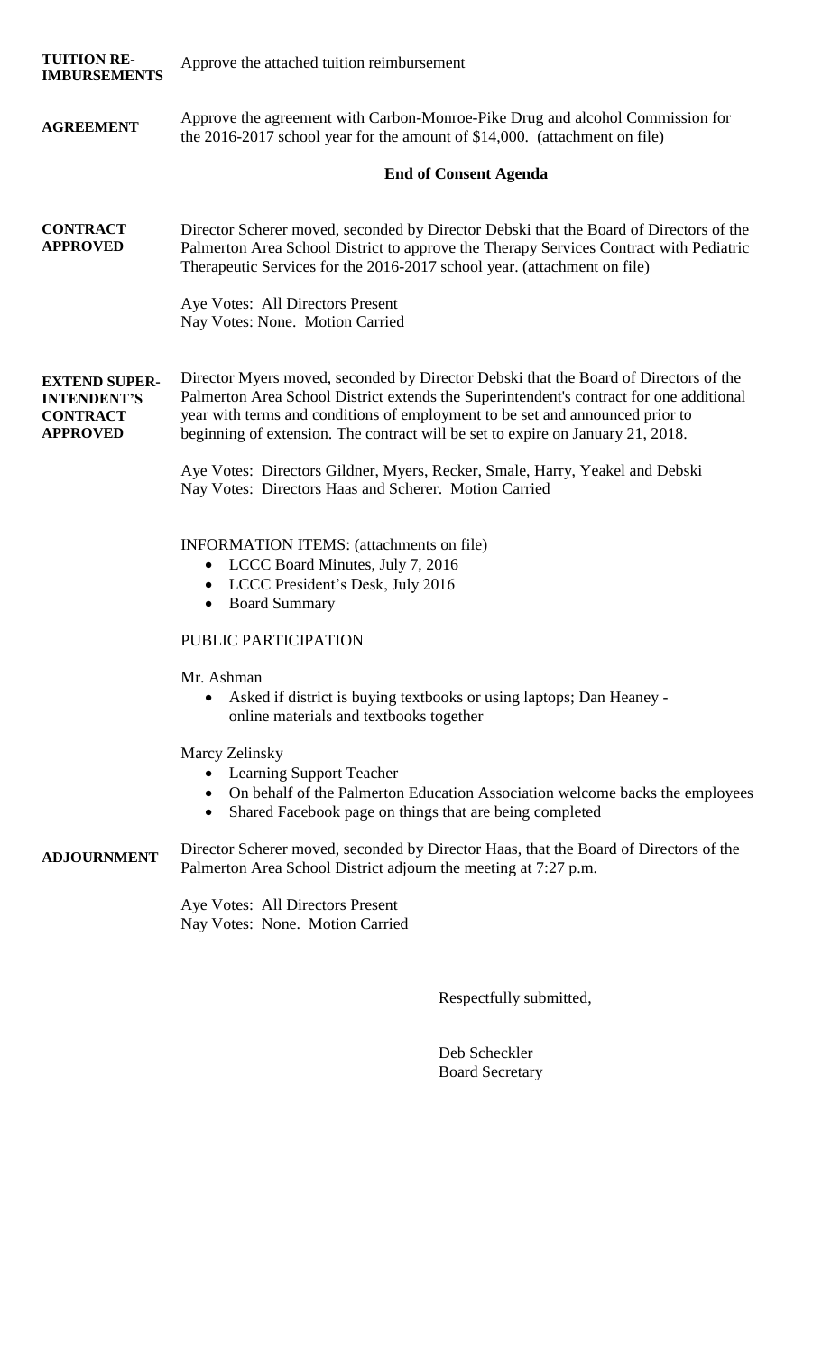**TUITION RE-IMBURSEMENTS** Approve the attached tuition reimbursement

**AGREEMENT** Approve the agreement with Carbon-Monroe-Pike Drug and alcohol Commission for the 2016-2017 school year for the amount of $14,000. (attachment on file)

**End of Consent Agenda**

**CONTRACT APPROVED** Director Scherer moved, seconded by Director Debski that the Board of Directors of the Palmerton Area School District to approve the Therapy Services Contract with Pediatric Therapeutic Services for the 2016-2017 school year. (attachment on file)

Aye Votes: All Directors Present
Nay Votes: None. Motion Carried

**EXTEND SUPER-INTENDENT'S CONTRACT APPROVED** Director Myers moved, seconded by Director Debski that the Board of Directors of the Palmerton Area School District extends the Superintendent's contract for one additional year with terms and conditions of employment to be set and announced prior to beginning of extension. The contract will be set to expire on January 21, 2018.

Aye Votes: Directors Gildner, Myers, Recker, Smale, Harry, Yeakel and Debski
Nay Votes: Directors Haas and Scherer. Motion Carried

INFORMATION ITEMS: (attachments on file)

- LCCC Board Minutes, July 7, 2016
- LCCC President's Desk, July 2016
- Board Summary

PUBLIC PARTICIPATION

Mr. Ashman

- Asked if district is buying textbooks or using laptops; Dan Heaney - online materials and textbooks together

Marcy Zelinsky

- Learning Support Teacher
- On behalf of the Palmerton Education Association welcome backs the employees
- Shared Facebook page on things that are being completed

**ADJOURNMENT** Director Scherer moved, seconded by Director Haas, that the Board of Directors of the Palmerton Area School District adjourn the meeting at 7:27 p.m.

Aye Votes: All Directors Present
Nay Votes: None. Motion Carried

Respectfully submitted,

Deb Scheckler
Board Secretary